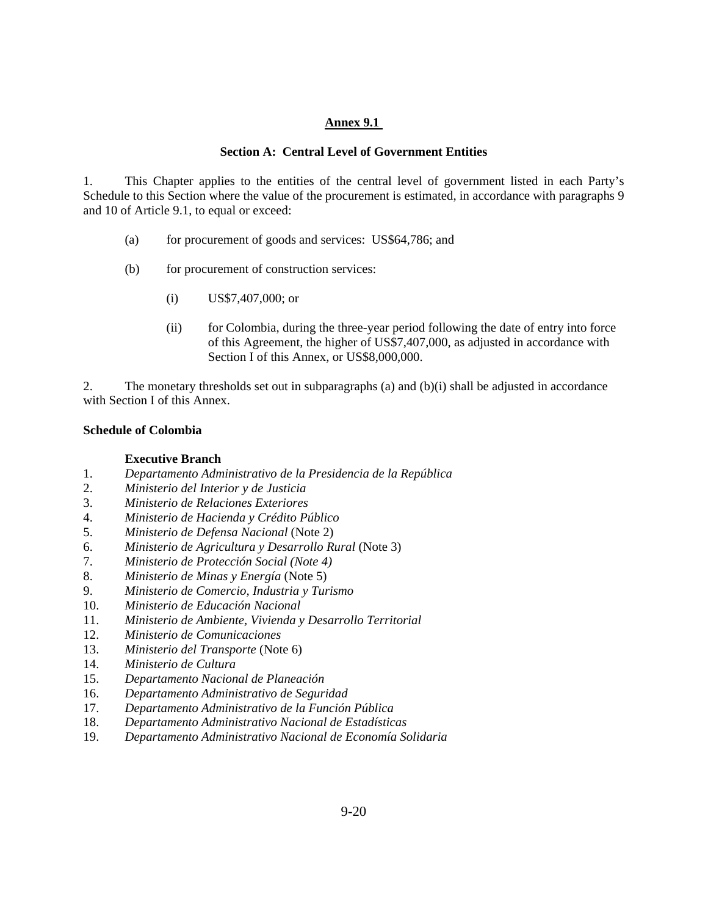# Annex 9.1

## Section A: Central Level of Government Entities

1. This Chapter applies to the entities of the central level of government listed in each Party's Schedule to this Section where the value of the procurement is estimated, in accordance with paragraphs 9 and 10 of Article 9.1, to equal or exceed:

   (a) for procurement of goods and services: US$64,786; and

   (b) for procurement of construction services:

      (i) US$7,407,000; or

      (ii) for Colombia, during the three-year period following the date of entry into force of this Agreement, the higher of US$7,407,000, as adjusted in accordance with Section I of this Annex, or US$8,000,000.

2. The monetary thresholds set out in subparagraphs (a) and (b)(i) shall be adjusted in accordance with Section I of this Annex.

**Schedule of Colombia**

**Executive Branch**

1. *Departamento Administrativo de la Presidencia de la República*
2. *Ministerio del Interior y de Justicia*
3. *Ministerio de Relaciones Exteriores*
4. *Ministerio de Hacienda y Crédito Público*
5. *Ministerio de Defensa Nacional* (Note 2)
6. *Ministerio de Agricultura y Desarrollo Rural* (Note 3)
7. *Ministerio de Protección Social (Note 4)*
8. *Ministerio de Minas y Energía* (Note 5)
9. *Ministerio de Comercio, Industria y Turismo*
10. *Ministerio de Educación Nacional*
11. *Ministerio de Ambiente, Vivienda y Desarrollo Territorial*
12. *Ministerio de Comunicaciones*
13. *Ministerio del Transporte* (Note 6)
14. *Ministerio de Cultura*
15. *Departamento Nacional de Planeación*
16. *Departamento Administrativo de Seguridad*
17. *Departamento Administrativo de la Función Pública*
18. *Departamento Administrativo Nacional de Estadísticas*
19. *Departamento Administrativo Nacional de Economía Solidaria*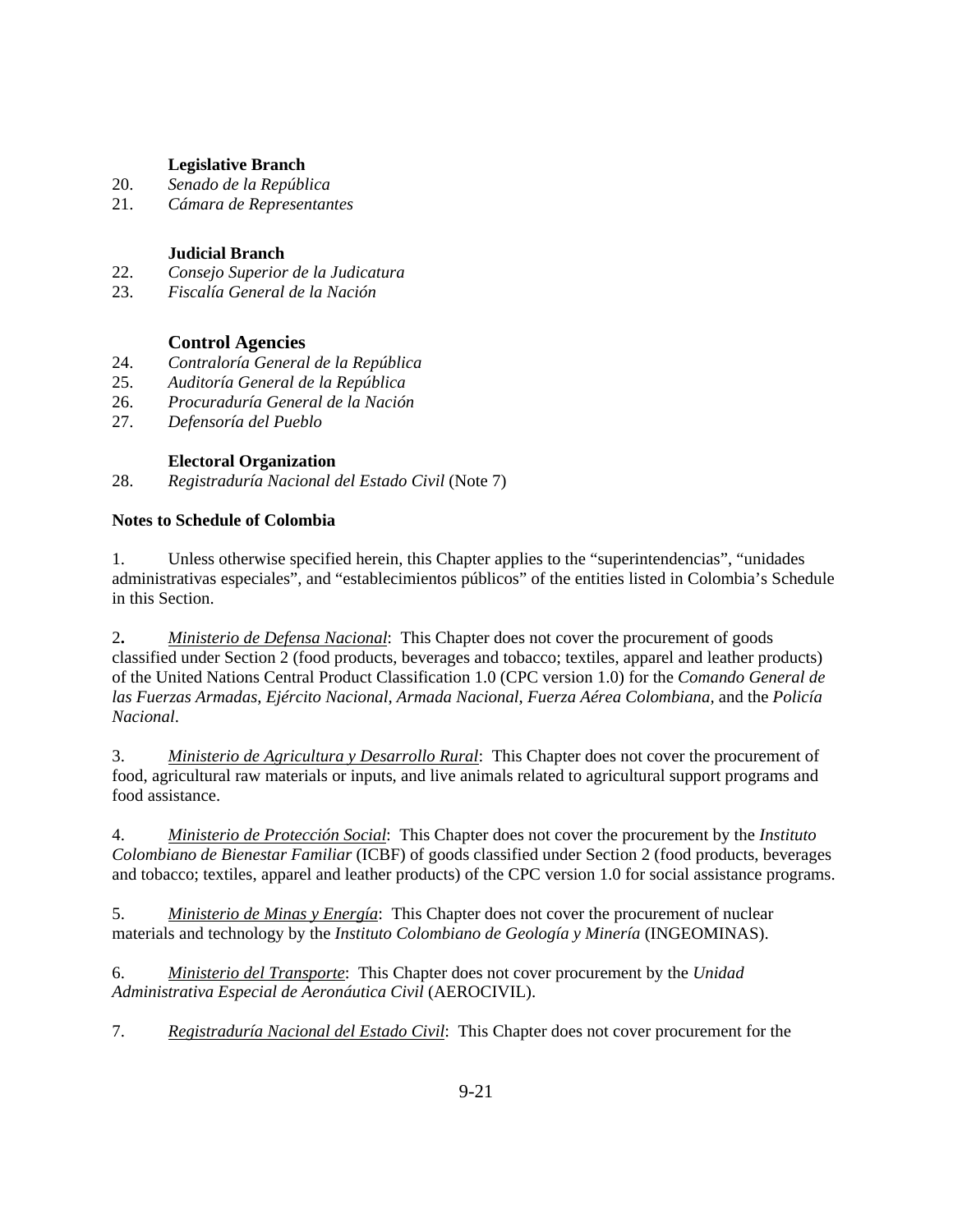**Legislative Branch**

20. *Senado de la República*
21. *Cámara de Representantes*

**Judicial Branch**

22. *Consejo Superior de la Judicatura*
23. *Fiscalía General de la Nación*

**Control Agencies**

24. *Contraloría General de la República*
25. *Auditoría General de la República*
26. *Procuraduría General de la Nación*
27. *Defensoría del Pueblo*

**Electoral Organization**

28. *Registraduría Nacional del Estado Civil* (Note 7)

**Notes to Schedule of Colombia**

1. Unless otherwise specified herein, this Chapter applies to the "superintendencias", "unidades administrativas especiales", and "establecimientos públicos" of the entities listed in Colombia's Schedule in this Section.

2. Ministerio de Defensa Nacional: This Chapter does not cover the procurement of goods classified under Section 2 (food products, beverages and tobacco; textiles, apparel and leather products) of the United Nations Central Product Classification 1.0 (CPC version 1.0) for the *Comando General de las Fuerzas Armadas*, *Ejército Nacional*, *Armada Nacional*, *Fuerza Aérea Colombiana*, and the *Policía Nacional*.

3. Ministerio de Agricultura y Desarrollo Rural: This Chapter does not cover the procurement of food, agricultural raw materials or inputs, and live animals related to agricultural support programs and food assistance.

4. Ministerio de Protección Social: This Chapter does not cover the procurement by the *Instituto Colombiano de Bienestar Familiar* (ICBF) of goods classified under Section 2 (food products, beverages and tobacco; textiles, apparel and leather products) of the CPC version 1.0 for social assistance programs.

5. Ministerio de Minas y Energía: This Chapter does not cover the procurement of nuclear materials and technology by the *Instituto Colombiano de Geología y Minería* (INGEOMINAS).

6. Ministerio del Transporte: This Chapter does not cover procurement by the *Unidad Administrativa Especial de Aeronáutica Civil* (AEROCIVIL).

7. Registraduría Nacional del Estado Civil: This Chapter does not cover procurement for the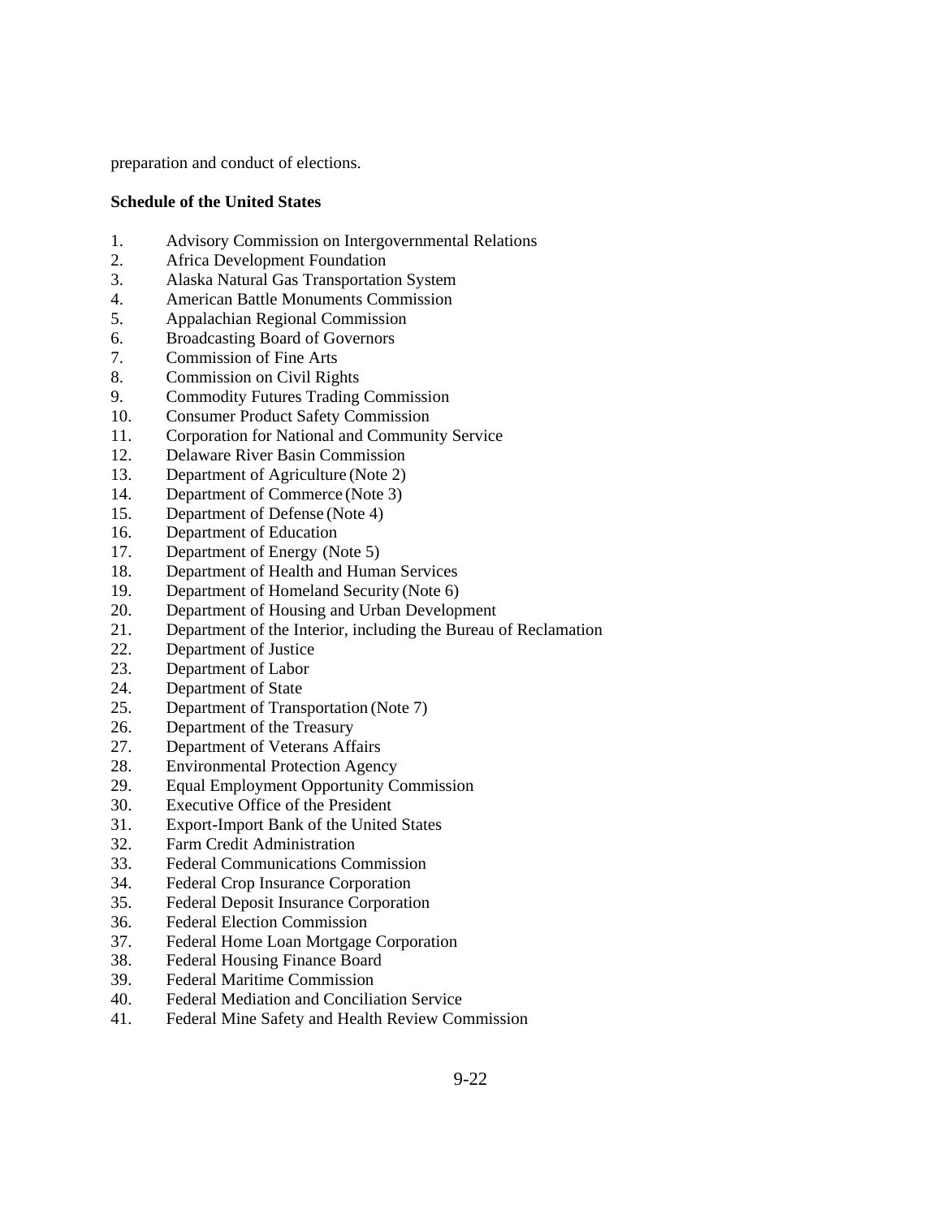preparation and conduct of elections.

**Schedule of the United States**

1. Advisory Commission on Intergovernmental Relations
2. Africa Development Foundation
3. Alaska Natural Gas Transportation System
4. American Battle Monuments Commission
5. Appalachian Regional Commission
6. Broadcasting Board of Governors
7. Commission of Fine Arts
8. Commission on Civil Rights
9. Commodity Futures Trading Commission
10. Consumer Product Safety Commission
11. Corporation for National and Community Service
12. Delaware River Basin Commission
13. Department of Agriculture (Note 2)
14. Department of Commerce (Note 3)
15. Department of Defense (Note 4)
16. Department of Education
17. Department of Energy (Note 5)
18. Department of Health and Human Services
19. Department of Homeland Security (Note 6)
20. Department of Housing and Urban Development
21. Department of the Interior, including the Bureau of Reclamation
22. Department of Justice
23. Department of Labor
24. Department of State
25. Department of Transportation (Note 7)
26. Department of the Treasury
27. Department of Veterans Affairs
28. Environmental Protection Agency
29. Equal Employment Opportunity Commission
30. Executive Office of the President
31. Export-Import Bank of the United States
32. Farm Credit Administration
33. Federal Communications Commission
34. Federal Crop Insurance Corporation
35. Federal Deposit Insurance Corporation
36. Federal Election Commission
37. Federal Home Loan Mortgage Corporation
38. Federal Housing Finance Board
39. Federal Maritime Commission
40. Federal Mediation and Conciliation Service
41. Federal Mine Safety and Health Review Commission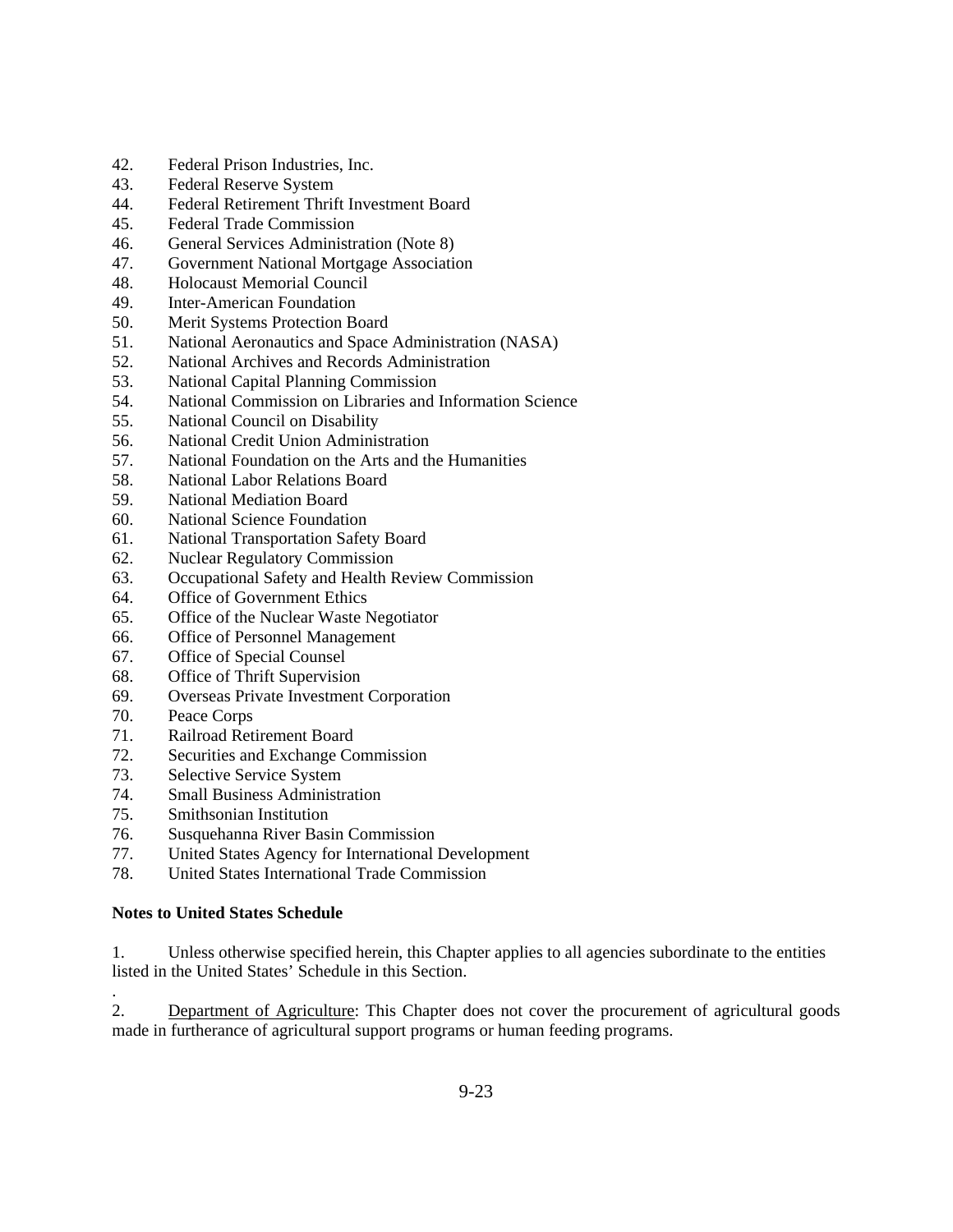42. Federal Prison Industries, Inc.
43. Federal Reserve System
44. Federal Retirement Thrift Investment Board
45. Federal Trade Commission
46. General Services Administration (Note 8)
47. Government National Mortgage Association
48. Holocaust Memorial Council
49. Inter-American Foundation
50. Merit Systems Protection Board
51. National Aeronautics and Space Administration (NASA)
52. National Archives and Records Administration
53. National Capital Planning Commission
54. National Commission on Libraries and Information Science
55. National Council on Disability
56. National Credit Union Administration
57. National Foundation on the Arts and the Humanities
58. National Labor Relations Board
59. National Mediation Board
60. National Science Foundation
61. National Transportation Safety Board
62. Nuclear Regulatory Commission
63. Occupational Safety and Health Review Commission
64. Office of Government Ethics
65. Office of the Nuclear Waste Negotiator
66. Office of Personnel Management
67. Office of Special Counsel
68. Office of Thrift Supervision
69. Overseas Private Investment Corporation
70. Peace Corps
71. Railroad Retirement Board
72. Securities and Exchange Commission
73. Selective Service System
74. Small Business Administration
75. Smithsonian Institution
76. Susquehanna River Basin Commission
77. United States Agency for International Development
78. United States International Trade Commission

**Notes to United States Schedule**

1. Unless otherwise specified herein, this Chapter applies to all agencies subordinate to the entities listed in the United States' Schedule in this Section.

2. Department of Agriculture: This Chapter does not cover the procurement of agricultural goods made in furtherance of agricultural support programs or human feeding programs.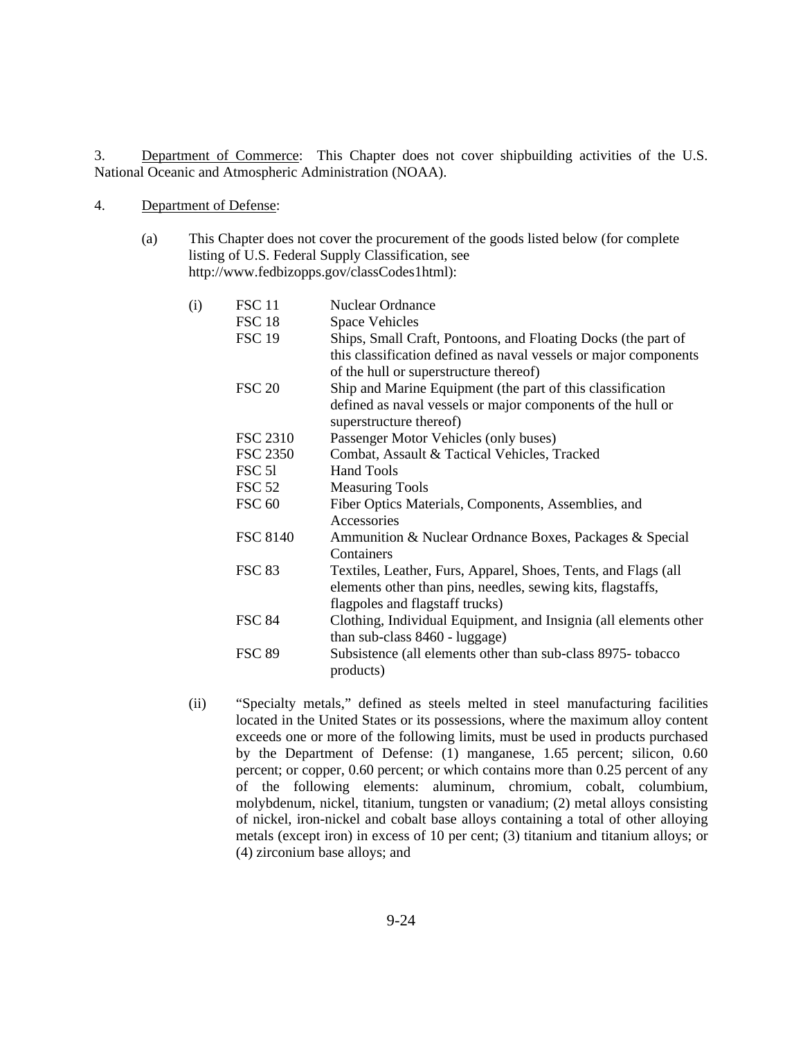3. Department of Commerce: This Chapter does not cover shipbuilding activities of the U.S. National Oceanic and Atmospheric Administration (NOAA).

4. Department of Defense:

(a) This Chapter does not cover the procurement of the goods listed below (for complete listing of U.S. Federal Supply Classification, see http://www.fedbizopps.gov/classCodes1html):

(i)

| | |
|---|---|
| FSC 11 | Nuclear Ordnance |
| FSC 18 | Space Vehicles |
| FSC 19 | Ships, Small Craft, Pontoons, and Floating Docks (the part of this classification defined as naval vessels or major components of the hull or superstructure thereof) |
| FSC 20 | Ship and Marine Equipment (the part of this classification defined as naval vessels or major components of the hull or superstructure thereof) |
| FSC 2310 | Passenger Motor Vehicles (only buses) |
| FSC 2350 | Combat, Assault & Tactical Vehicles, Tracked |
| FSC 5l | Hand Tools |
| FSC 52 | Measuring Tools |
| FSC 60 | Fiber Optics Materials, Components, Assemblies, and Accessories |
| FSC 8140 | Ammunition & Nuclear Ordnance Boxes, Packages & Special Containers |
| FSC 83 | Textiles, Leather, Furs, Apparel, Shoes, Tents, and Flags (all elements other than pins, needles, sewing kits, flagstaffs, flagpoles and flagstaff trucks) |
| FSC 84 | Clothing, Individual Equipment, and Insignia (all elements other than sub-class 8460 - luggage) |
| FSC 89 | Subsistence (all elements other than sub-class 8975- tobacco products) |

(ii) "Specialty metals," defined as steels melted in steel manufacturing facilities located in the United States or its possessions, where the maximum alloy content exceeds one or more of the following limits, must be used in products purchased by the Department of Defense: (1) manganese, 1.65 percent; silicon, 0.60 percent; or copper, 0.60 percent; or which contains more than 0.25 percent of any of the following elements: aluminum, chromium, cobalt, columbium, molybdenum, nickel, titanium, tungsten or vanadium; (2) metal alloys consisting of nickel, iron-nickel and cobalt base alloys containing a total of other alloying metals (except iron) in excess of 10 per cent; (3) titanium and titanium alloys; or (4) zirconium base alloys; and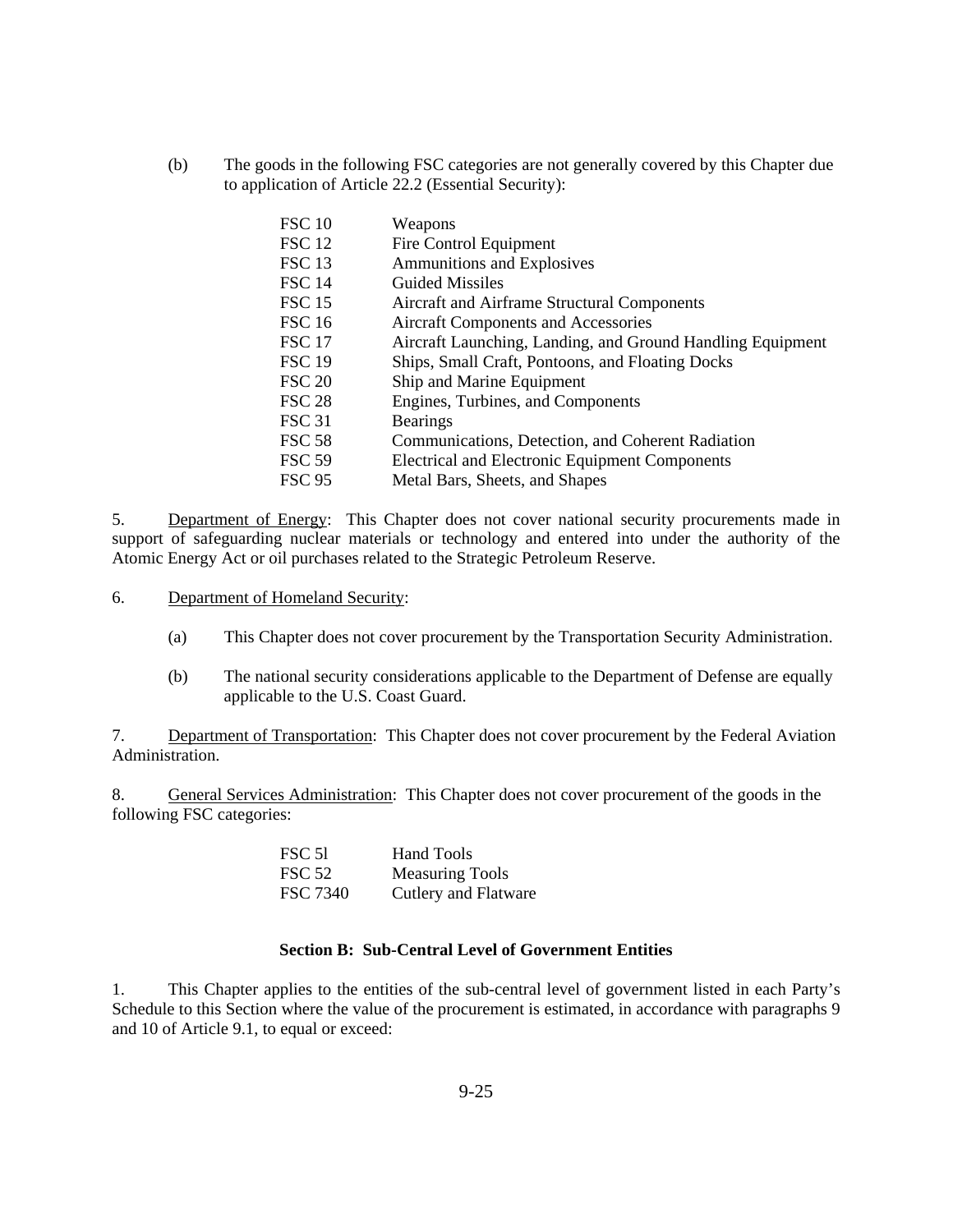(b) The goods in the following FSC categories are not generally covered by this Chapter due to application of Article 22.2 (Essential Security):

| | |
|---|---|
| FSC 10 | Weapons |
| FSC 12 | Fire Control Equipment |
| FSC 13 | Ammunitions and Explosives |
| FSC 14 | Guided Missiles |
| FSC 15 | Aircraft and Airframe Structural Components |
| FSC 16 | Aircraft Components and Accessories |
| FSC 17 | Aircraft Launching, Landing, and Ground Handling Equipment |
| FSC 19 | Ships, Small Craft, Pontoons, and Floating Docks |
| FSC 20 | Ship and Marine Equipment |
| FSC 28 | Engines, Turbines, and Components |
| FSC 31 | Bearings |
| FSC 58 | Communications, Detection, and Coherent Radiation |
| FSC 59 | Electrical and Electronic Equipment Components |
| FSC 95 | Metal Bars, Sheets, and Shapes |

5. Department of Energy: This Chapter does not cover national security procurements made in support of safeguarding nuclear materials or technology and entered into under the authority of the Atomic Energy Act or oil purchases related to the Strategic Petroleum Reserve.

6. Department of Homeland Security:

(a) This Chapter does not cover procurement by the Transportation Security Administration.

(b) The national security considerations applicable to the Department of Defense are equally applicable to the U.S. Coast Guard.

7. Department of Transportation: This Chapter does not cover procurement by the Federal Aviation Administration.

8. General Services Administration: This Chapter does not cover procurement of the goods in the following FSC categories:

| | |
|---|---|
| FSC 5l | Hand Tools |
| FSC 52 | Measuring Tools |
| FSC 7340 | Cutlery and Flatware |

**Section B: Sub-Central Level of Government Entities**

1. This Chapter applies to the entities of the sub-central level of government listed in each Party's Schedule to this Section where the value of the procurement is estimated, in accordance with paragraphs 9 and 10 of Article 9.1, to equal or exceed: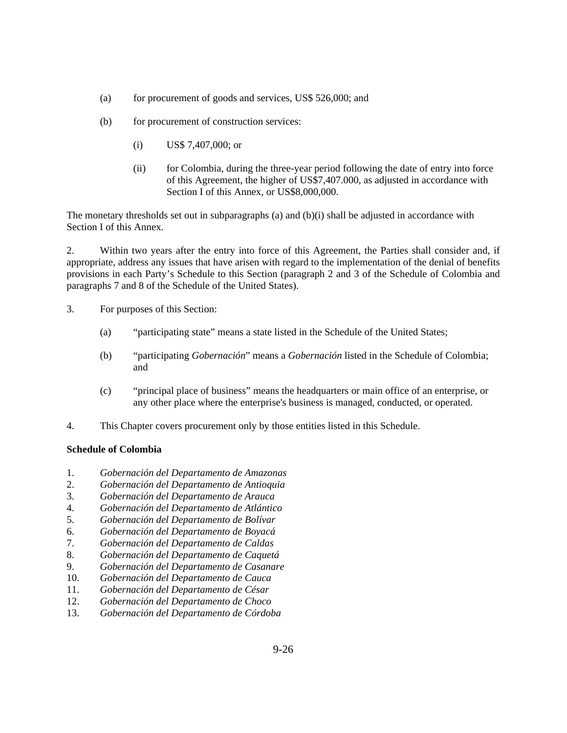(a) for procurement of goods and services, US$ 526,000; and

(b) for procurement of construction services:

   (i) US$ 7,407,000; or

   (ii) for Colombia, during the three-year period following the date of entry into force of this Agreement, the higher of US$7,407.000, as adjusted in accordance with Section I of this Annex, or US$8,000,000.

The monetary thresholds set out in subparagraphs (a) and (b)(i) shall be adjusted in accordance with Section I of this Annex.

2. Within two years after the entry into force of this Agreement, the Parties shall consider and, if appropriate, address any issues that have arisen with regard to the implementation of the denial of benefits provisions in each Party's Schedule to this Section (paragraph 2 and 3 of the Schedule of Colombia and paragraphs 7 and 8 of the Schedule of the United States).

3. For purposes of this Section:

   (a) "participating state" means a state listed in the Schedule of the United States;

   (b) "participating *Gobernación*" means a *Gobernación* listed in the Schedule of Colombia; and

   (c) "principal place of business" means the headquarters or main office of an enterprise, or any other place where the enterprise's business is managed, conducted, or operated.

4. This Chapter covers procurement only by those entities listed in this Schedule.

**Schedule of Colombia**

1. *Gobernación del Departamento de Amazonas*
2. *Gobernación del Departamento de Antioquia*
3. *Gobernación del Departamento de Arauca*
4. *Gobernación del Departamento de Atlántico*
5. *Gobernación del Departamento de Bolívar*
6. *Gobernación del Departamento de Boyacá*
7. *Gobernación del Departamento de Caldas*
8. *Gobernación del Departamento de Caquetá*
9. *Gobernación del Departamento de Casanare*
10. *Gobernación del Departamento de Cauca*
11. *Gobernación del Departamento de César*
12. *Gobernación del Departamento de Choco*
13. *Gobernación del Departamento de Córdoba*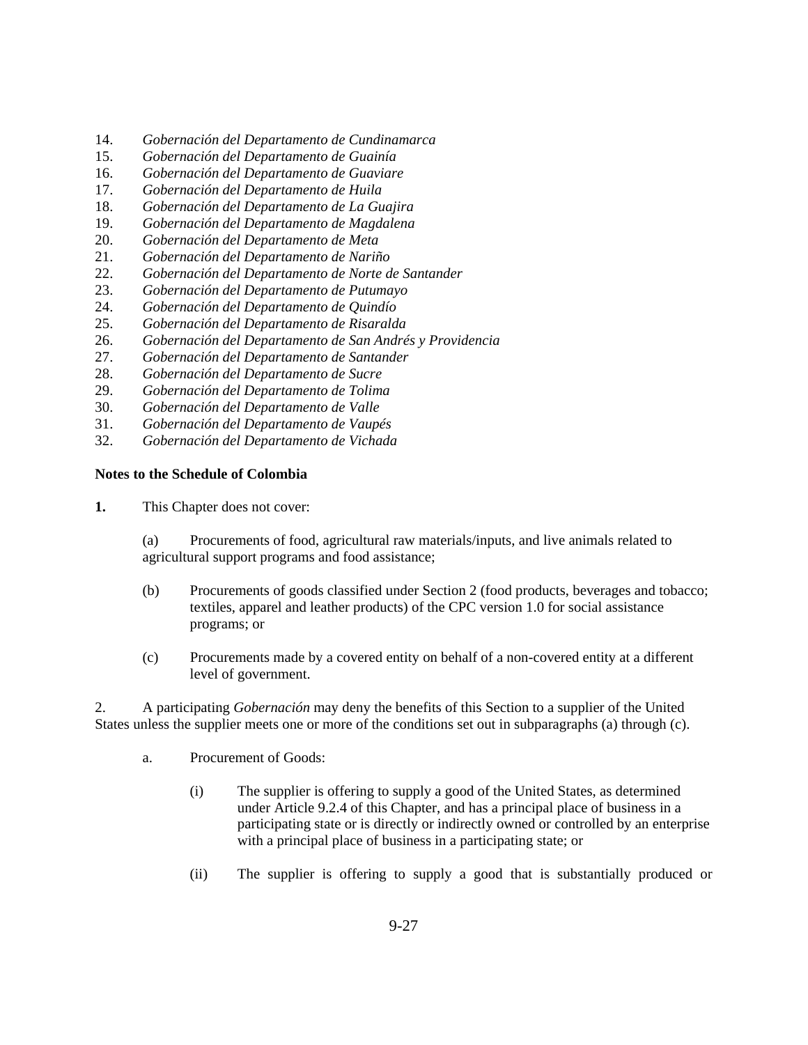14. *Gobernación del Departamento de Cundinamarca*
15. *Gobernación del Departamento de Guainía*
16. *Gobernación del Departamento de Guaviare*
17. *Gobernación del Departamento de Huila*
18. *Gobernación del Departamento de La Guajira*
19. *Gobernación del Departamento de Magdalena*
20. *Gobernación del Departamento de Meta*
21. *Gobernación del Departamento de Nariño*
22. *Gobernación del Departamento de Norte de Santander*
23. *Gobernación del Departamento de Putumayo*
24. *Gobernación del Departamento de Quindío*
25. *Gobernación del Departamento de Risaralda*
26. *Gobernación del Departamento de San Andrés y Providencia*
27. *Gobernación del Departamento de Santander*
28. *Gobernación del Departamento de Sucre*
29. *Gobernación del Departamento de Tolima*
30. *Gobernación del Departamento de Valle*
31. *Gobernación del Departamento de Vaupés*
32. *Gobernación del Departamento de Vichada*

**Notes to the Schedule of Colombia**

**1.** This Chapter does not cover:

(a) Procurements of food, agricultural raw materials/inputs, and live animals related to agricultural support programs and food assistance;

(b) Procurements of goods classified under Section 2 (food products, beverages and tobacco; textiles, apparel and leather products) of the CPC version 1.0 for social assistance programs; or

(c) Procurements made by a covered entity on behalf of a non-covered entity at a different level of government.

2. A participating *Gobernación* may deny the benefits of this Section to a supplier of the United States unless the supplier meets one or more of the conditions set out in subparagraphs (a) through (c).

a. Procurement of Goods:

(i) The supplier is offering to supply a good of the United States, as determined under Article 9.2.4 of this Chapter, and has a principal place of business in a participating state or is directly or indirectly owned or controlled by an enterprise with a principal place of business in a participating state; or

(ii) The supplier is offering to supply a good that is substantially produced or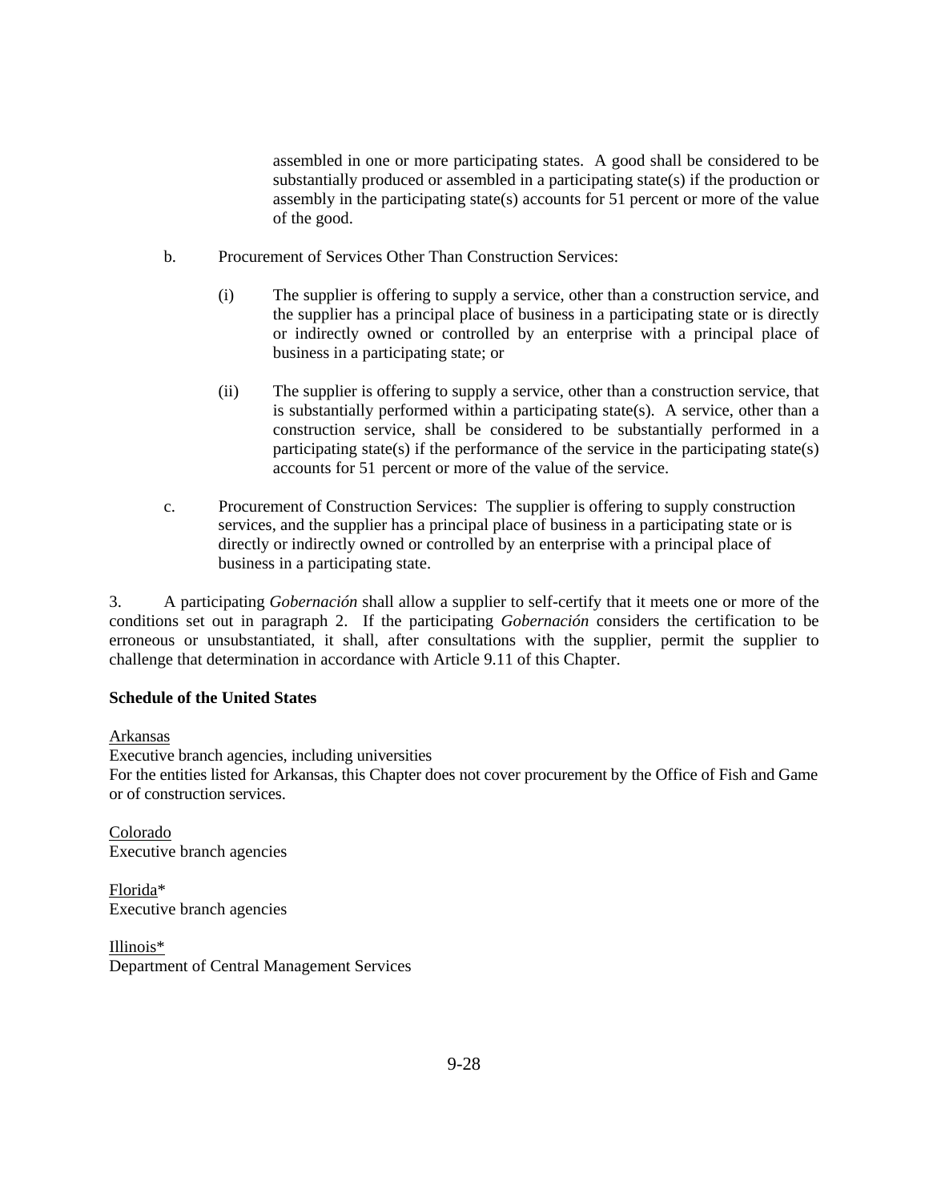assembled in one or more participating states. A good shall be considered to be substantially produced or assembled in a participating state(s) if the production or assembly in the participating state(s) accounts for 51 percent or more of the value of the good.

b. Procurement of Services Other Than Construction Services:

(i) The supplier is offering to supply a service, other than a construction service, and the supplier has a principal place of business in a participating state or is directly or indirectly owned or controlled by an enterprise with a principal place of business in a participating state; or

(ii) The supplier is offering to supply a service, other than a construction service, that is substantially performed within a participating state(s). A service, other than a construction service, shall be considered to be substantially performed in a participating state(s) if the performance of the service in the participating state(s) accounts for 51 percent or more of the value of the service.

c. Procurement of Construction Services: The supplier is offering to supply construction services, and the supplier has a principal place of business in a participating state or is directly or indirectly owned or controlled by an enterprise with a principal place of business in a participating state.

3. A participating *Gobernación* shall allow a supplier to self-certify that it meets one or more of the conditions set out in paragraph 2. If the participating *Gobernación* considers the certification to be erroneous or unsubstantiated, it shall, after consultations with the supplier, permit the supplier to challenge that determination in accordance with Article 9.11 of this Chapter.

**Schedule of the United States**

<u>Arkansas</u>
Executive branch agencies, including universities
For the entities listed for Arkansas, this Chapter does not cover procurement by the Office of Fish and Game or of construction services.

<u>Colorado</u>
Executive branch agencies

<u>Florida</u>*
Executive branch agencies

<u>Illinois</u>*
Department of Central Management Services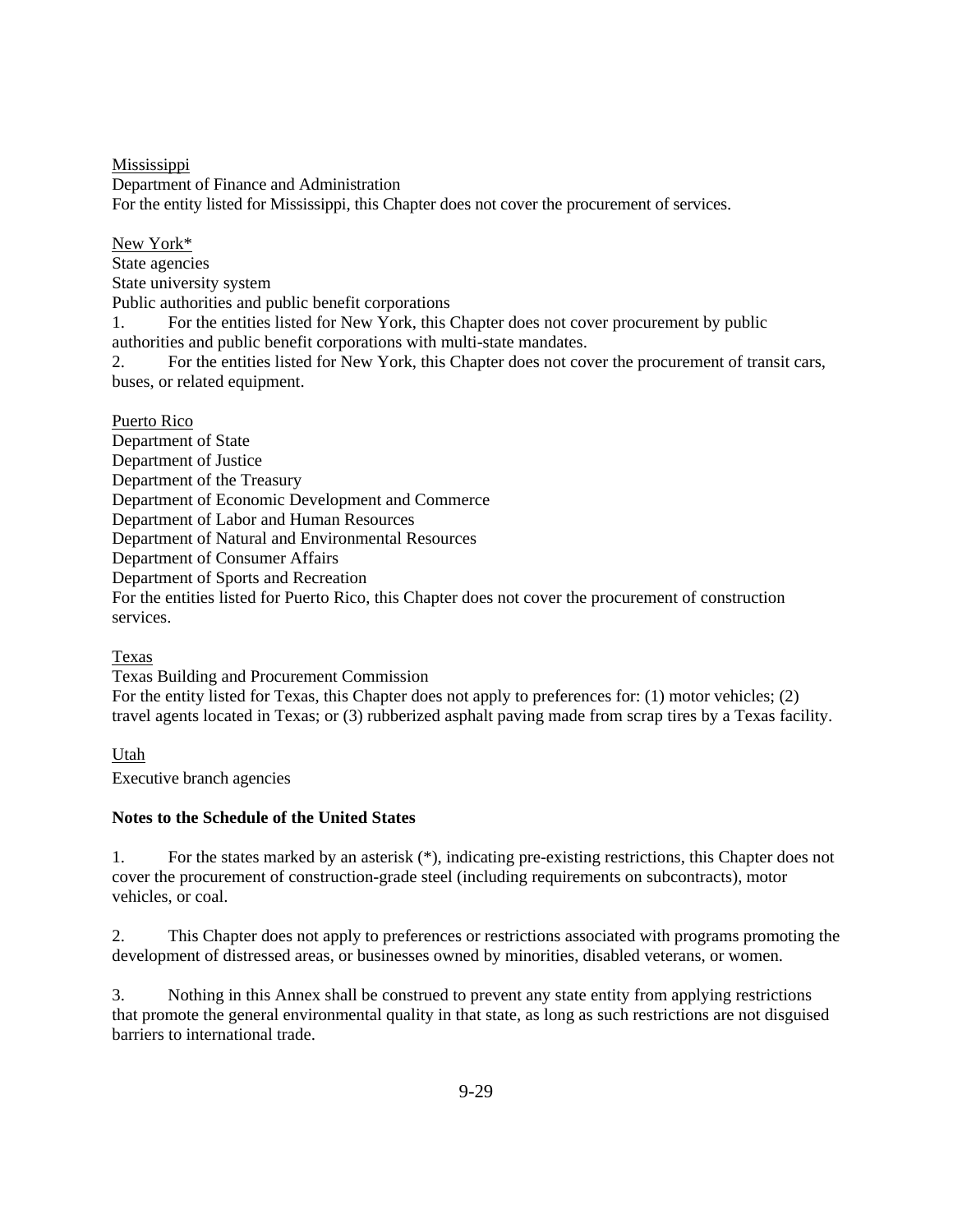Mississippi

Department of Finance and Administration

For the entity listed for Mississippi, this Chapter does not cover the procurement of services.

New York*

State agencies

State university system

Public authorities and public benefit corporations

1. For the entities listed for New York, this Chapter does not cover procurement by public authorities and public benefit corporations with multi-state mandates.

2. For the entities listed for New York, this Chapter does not cover the procurement of transit cars, buses, or related equipment.

Puerto Rico

Department of State

Department of Justice

Department of the Treasury

Department of Economic Development and Commerce

Department of Labor and Human Resources

Department of Natural and Environmental Resources

Department of Consumer Affairs

Department of Sports and Recreation

For the entities listed for Puerto Rico, this Chapter does not cover the procurement of construction services.

Texas

Texas Building and Procurement Commission

For the entity listed for Texas, this Chapter does not apply to preferences for: (1) motor vehicles; (2) travel agents located in Texas; or (3) rubberized asphalt paving made from scrap tires by a Texas facility.

Utah

Executive branch agencies

**Notes to the Schedule of the United States**

1. For the states marked by an asterisk (*), indicating pre-existing restrictions, this Chapter does not cover the procurement of construction-grade steel (including requirements on subcontracts), motor vehicles, or coal.

2. This Chapter does not apply to preferences or restrictions associated with programs promoting the development of distressed areas, or businesses owned by minorities, disabled veterans, or women.

3. Nothing in this Annex shall be construed to prevent any state entity from applying restrictions that promote the general environmental quality in that state, as long as such restrictions are not disguised barriers to international trade.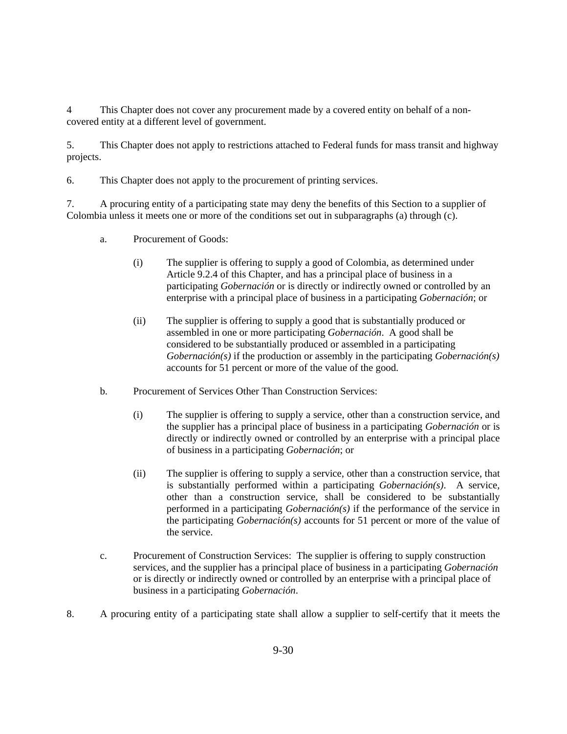4 This Chapter does not cover any procurement made by a covered entity on behalf of a non-covered entity at a different level of government.

5. This Chapter does not apply to restrictions attached to Federal funds for mass transit and highway projects.

6. This Chapter does not apply to the procurement of printing services.

7. A procuring entity of a participating state may deny the benefits of this Section to a supplier of Colombia unless it meets one or more of the conditions set out in subparagraphs (a) through (c).

   a. Procurement of Goods:

      (i) The supplier is offering to supply a good of Colombia, as determined under Article 9.2.4 of this Chapter, and has a principal place of business in a participating *Gobernación* or is directly or indirectly owned or controlled by an enterprise with a principal place of business in a participating *Gobernación*; or

      (ii) The supplier is offering to supply a good that is substantially produced or assembled in one or more participating *Gobernación*. A good shall be considered to be substantially produced or assembled in a participating *Gobernación(s)* if the production or assembly in the participating *Gobernación(s)* accounts for 51 percent or more of the value of the good.

   b. Procurement of Services Other Than Construction Services:

      (i) The supplier is offering to supply a service, other than a construction service, and the supplier has a principal place of business in a participating *Gobernación* or is directly or indirectly owned or controlled by an enterprise with a principal place of business in a participating *Gobernación*; or

      (ii) The supplier is offering to supply a service, other than a construction service, that is substantially performed within a participating *Gobernación(s)*. A service, other than a construction service, shall be considered to be substantially performed in a participating *Gobernación(s)* if the performance of the service in the participating *Gobernación(s)* accounts for 51 percent or more of the value of the service.

   c. Procurement of Construction Services: The supplier is offering to supply construction services, and the supplier has a principal place of business in a participating *Gobernación* or is directly or indirectly owned or controlled by an enterprise with a principal place of business in a participating *Gobernación*.

8. A procuring entity of a participating state shall allow a supplier to self-certify that it meets the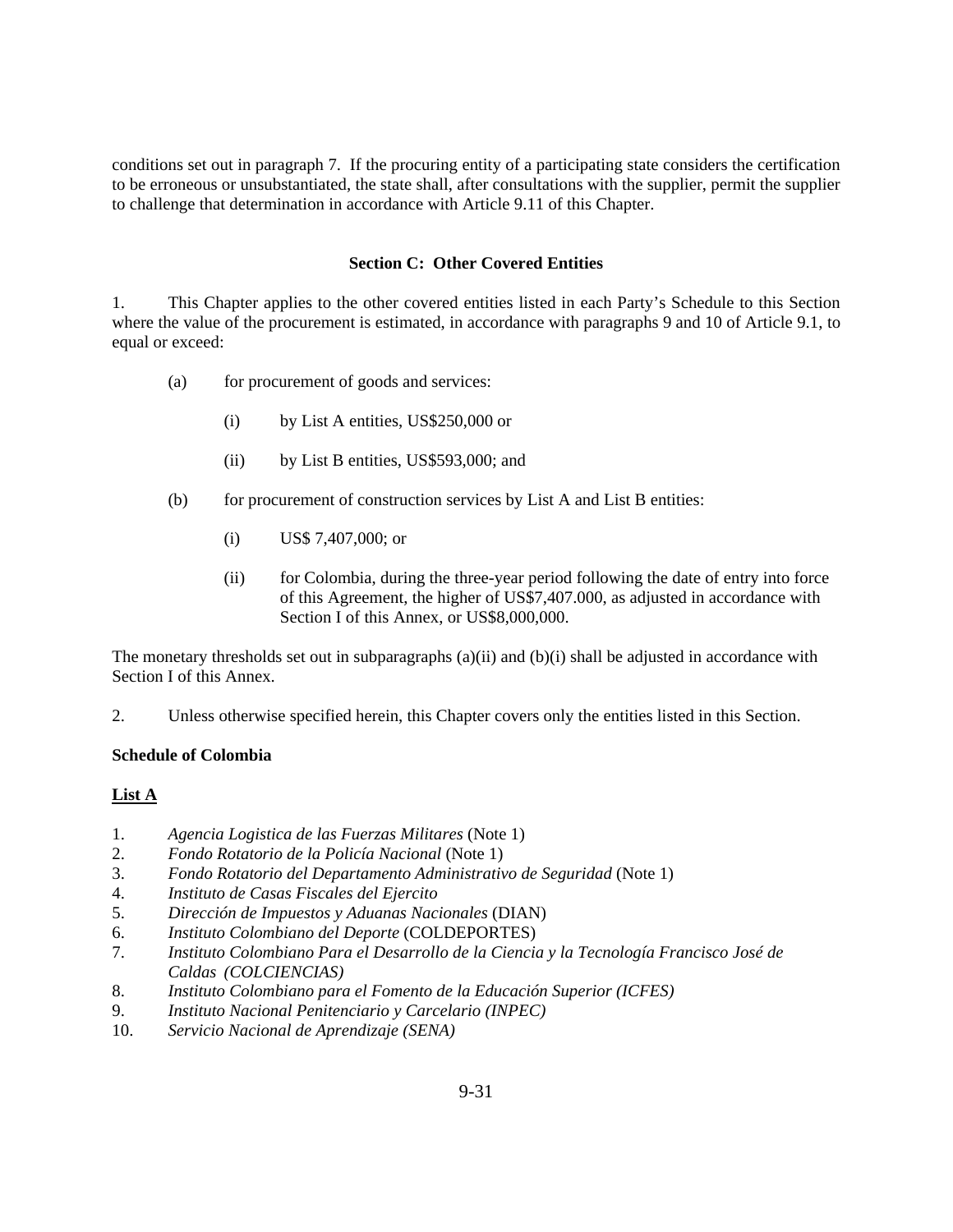conditions set out in paragraph 7. If the procuring entity of a participating state considers the certification to be erroneous or unsubstantiated, the state shall, after consultations with the supplier, permit the supplier to challenge that determination in accordance with Article 9.11 of this Chapter.

### Section C: Other Covered Entities

1. This Chapter applies to the other covered entities listed in each Party's Schedule to this Section where the value of the procurement is estimated, in accordance with paragraphs 9 and 10 of Article 9.1, to equal or exceed:

   (a) for procurement of goods and services:

      (i) by List A entities, US$250,000 or

      (ii) by List B entities, US$593,000; and

   (b) for procurement of construction services by List A and List B entities:

      (i) US$ 7,407,000; or

      (ii) for Colombia, during the three-year period following the date of entry into force of this Agreement, the higher of US$7,407.000, as adjusted in accordance with Section I of this Annex, or US$8,000,000.

The monetary thresholds set out in subparagraphs (a)(ii) and (b)(i) shall be adjusted in accordance with Section I of this Annex.

2. Unless otherwise specified herein, this Chapter covers only the entities listed in this Section.

**Schedule of Colombia**

**<u>List A</u>**

1. *Agencia Logistica de las Fuerzas Militares* (Note 1)
2. *Fondo Rotatorio de la Policía Nacional* (Note 1)
3. *Fondo Rotatorio del Departamento Administrativo de Seguridad* (Note 1)
4. *Instituto de Casas Fiscales del Ejercito*
5. *Dirección de Impuestos y Aduanas Nacionales* (DIAN)
6. *Instituto Colombiano del Deporte* (COLDEPORTES)
7. *Instituto Colombiano Para el Desarrollo de la Ciencia y la Tecnología Francisco José de Caldas (COLCIENCIAS)*
8. *Instituto Colombiano para el Fomento de la Educación Superior (ICFES)*
9. *Instituto Nacional Penitenciario y Carcelario (INPEC)*
10. *Servicio Nacional de Aprendizaje (SENA)*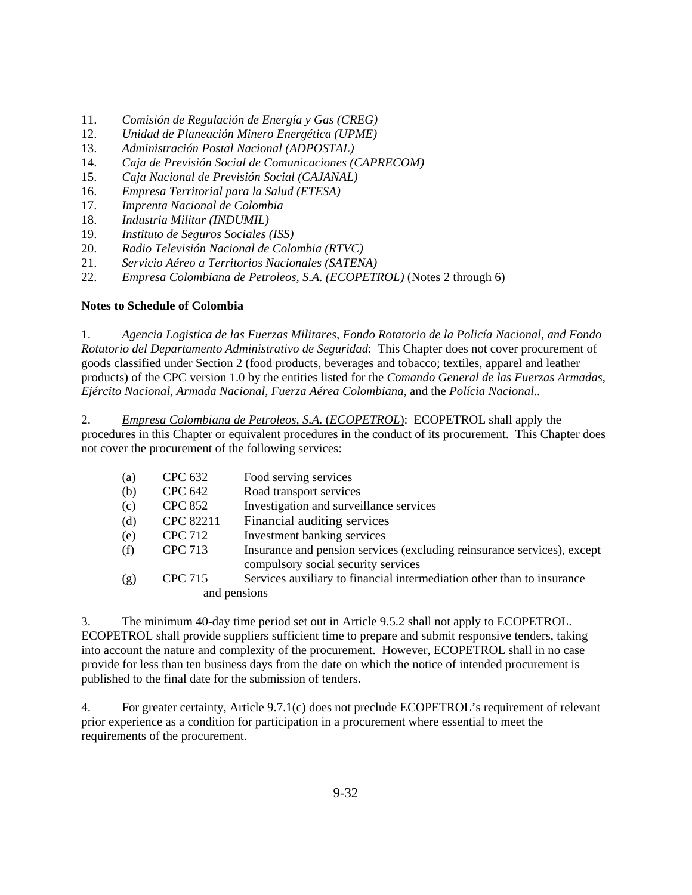11. *Comisión de Regulación de Energía y Gas (CREG)*
12. *Unidad de Planeación Minero Energética (UPME)*
13. *Administración Postal Nacional (ADPOSTAL)*
14. *Caja de Previsión Social de Comunicaciones (CAPRECOM)*
15. *Caja Nacional de Previsión Social (CAJANAL)*
16. *Empresa Territorial para la Salud (ETESA)*
17. *Imprenta Nacional de Colombia*
18. *Industria Militar (INDUMIL)*
19. *Instituto de Seguros Sociales (ISS)*
20. *Radio Televisión Nacional de Colombia (RTVC)*
21. *Servicio Aéreo a Territorios Nacionales (SATENA)*
22. *Empresa Colombiana de Petroleos, S.A. (ECOPETROL)* (Notes 2 through 6)

**Notes to Schedule of Colombia**

1. *Agencia Logistica de las Fuerzas Militares, Fondo Rotatorio de la Policía Nacional, and Fondo Rotatorio del Departamento Administrativo de Seguridad*: This Chapter does not cover procurement of goods classified under Section 2 (food products, beverages and tobacco; textiles, apparel and leather products) of the CPC version 1.0 by the entities listed for the *Comando General de las Fuerzas Armadas*, *Ejército Nacional*, *Armada Nacional*, *Fuerza Aérea Colombiana*, and the *Polícia Nacional*..

2. *Empresa Colombiana de Petroleos, S.A.* (*ECOPETROL*): ECOPETROL shall apply the procedures in this Chapter or equivalent procedures in the conduct of its procurement. This Chapter does not cover the procurement of the following services:

| | | |
|---|---|---|
| (a) | CPC 632 | Food serving services |
| (b) | CPC 642 | Road transport services |
| (c) | CPC 852 | Investigation and surveillance services |
| (d) | CPC 82211 | Financial auditing services |
| (e) | CPC 712 | Investment banking services |
| (f) | CPC 713 | Insurance and pension services (excluding reinsurance services), except compulsory social security services |
| (g) | CPC 715 | Services auxiliary to financial intermediation other than to insurance and pensions |

3. The minimum 40-day time period set out in Article 9.5.2 shall not apply to ECOPETROL. ECOPETROL shall provide suppliers sufficient time to prepare and submit responsive tenders, taking into account the nature and complexity of the procurement. However, ECOPETROL shall in no case provide for less than ten business days from the date on which the notice of intended procurement is published to the final date for the submission of tenders.

4. For greater certainty, Article 9.7.1(c) does not preclude ECOPETROL's requirement of relevant prior experience as a condition for participation in a procurement where essential to meet the requirements of the procurement.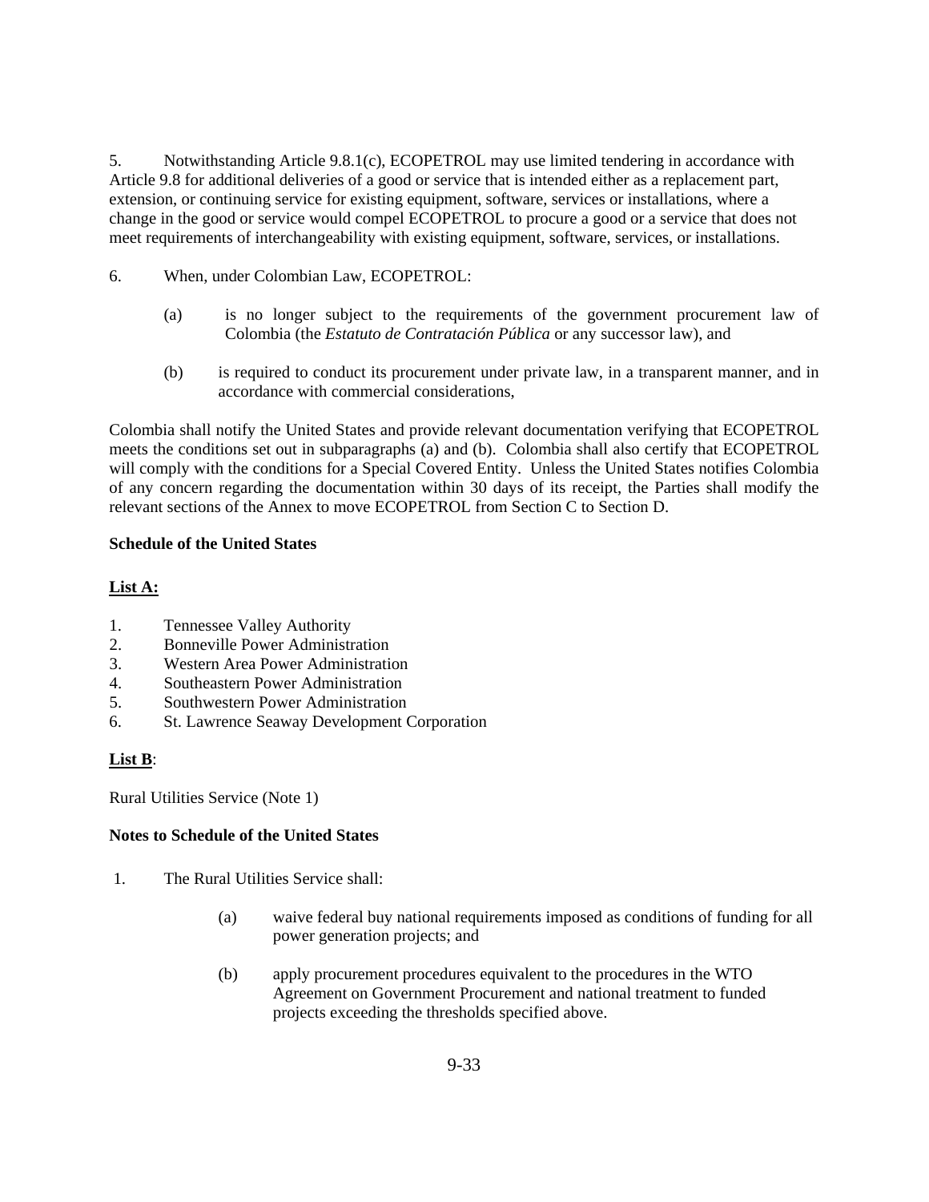5. Notwithstanding Article 9.8.1(c), ECOPETROL may use limited tendering in accordance with Article 9.8 for additional deliveries of a good or service that is intended either as a replacement part, extension, or continuing service for existing equipment, software, services or installations, where a change in the good or service would compel ECOPETROL to procure a good or a service that does not meet requirements of interchangeability with existing equipment, software, services, or installations.

6. When, under Colombian Law, ECOPETROL:

   (a) is no longer subject to the requirements of the government procurement law of Colombia (the *Estatuto de Contratación Pública* or any successor law), and

   (b) is required to conduct its procurement under private law, in a transparent manner, and in accordance with commercial considerations,

Colombia shall notify the United States and provide relevant documentation verifying that ECOPETROL meets the conditions set out in subparagraphs (a) and (b). Colombia shall also certify that ECOPETROL will comply with the conditions for a Special Covered Entity. Unless the United States notifies Colombia of any concern regarding the documentation within 30 days of its receipt, the Parties shall modify the relevant sections of the Annex to move ECOPETROL from Section C to Section D.

**Schedule of the United States**

**List A:**

1. Tennessee Valley Authority
2. Bonneville Power Administration
3. Western Area Power Administration
4. Southeastern Power Administration
5. Southwestern Power Administration
6. St. Lawrence Seaway Development Corporation

**List B**:

Rural Utilities Service (Note 1)

**Notes to Schedule of the United States**

1. The Rural Utilities Service shall:

   (a) waive federal buy national requirements imposed as conditions of funding for all power generation projects; and

   (b) apply procurement procedures equivalent to the procedures in the WTO Agreement on Government Procurement and national treatment to funded projects exceeding the thresholds specified above.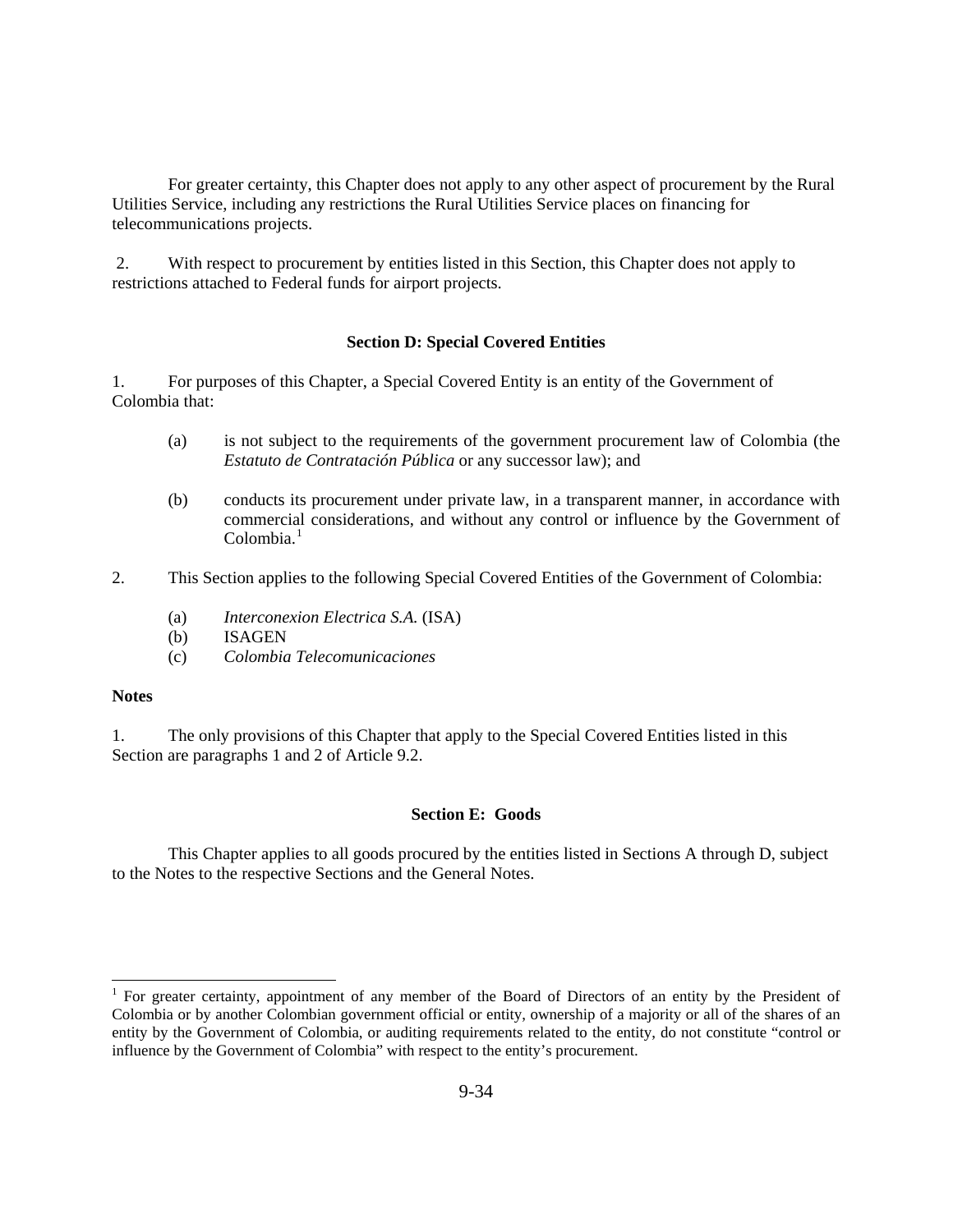For greater certainty, this Chapter does not apply to any other aspect of procurement by the Rural Utilities Service, including any restrictions the Rural Utilities Service places on financing for telecommunications projects.

2. With respect to procurement by entities listed in this Section, this Chapter does not apply to restrictions attached to Federal funds for airport projects.

### Section D: Special Covered Entities

1. For purposes of this Chapter, a Special Covered Entity is an entity of the Government of Colombia that:

   (a) is not subject to the requirements of the government procurement law of Colombia (the *Estatuto de Contratación Pública* or any successor law); and

   (b) conducts its procurement under private law, in a transparent manner, in accordance with commercial considerations, and without any control or influence by the Government of Colombia.[1]

2. This Section applies to the following Special Covered Entities of the Government of Colombia:

   (a) *Interconexion Electrica S.A.* (ISA)
   (b) ISAGEN
   (c) *Colombia Telecomunicaciones*

**Notes**

1. The only provisions of this Chapter that apply to the Special Covered Entities listed in this Section are paragraphs 1 and 2 of Article 9.2.

### Section E: Goods

This Chapter applies to all goods procured by the entities listed in Sections A through D, subject to the Notes to the respective Sections and the General Notes.

[1] For greater certainty, appointment of any member of the Board of Directors of an entity by the President of Colombia or by another Colombian government official or entity, ownership of a majority or all of the shares of an entity by the Government of Colombia, or auditing requirements related to the entity, do not constitute "control or influence by the Government of Colombia" with respect to the entity's procurement.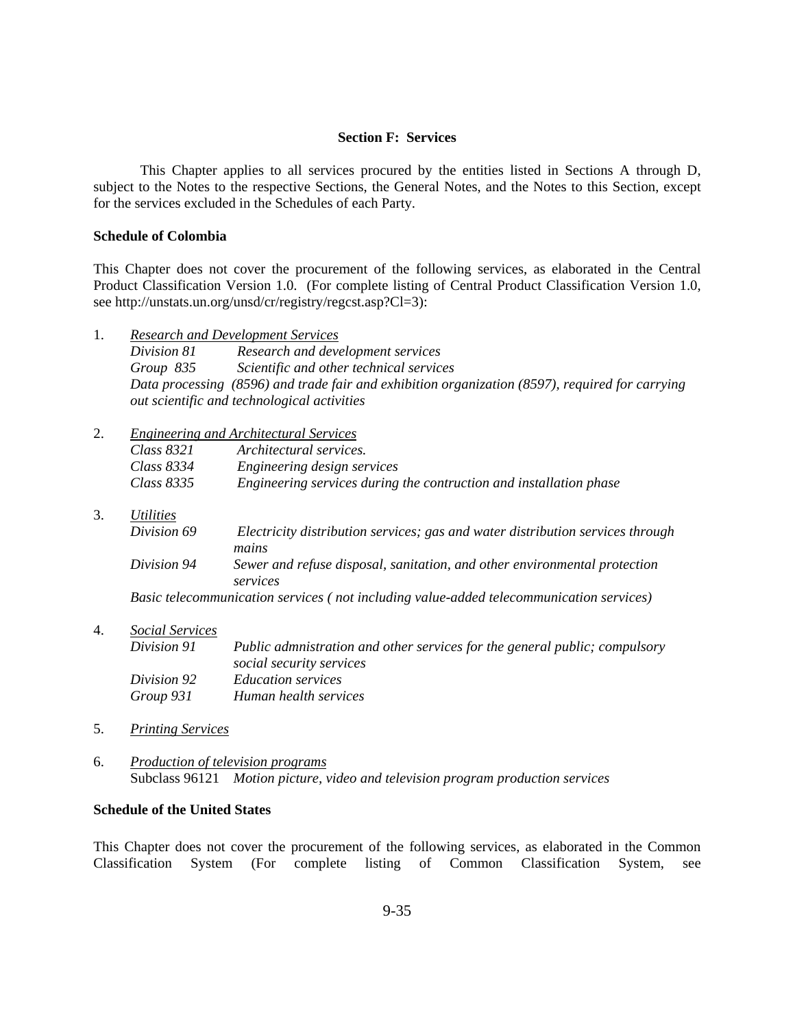## Section F: Services

This Chapter applies to all services procured by the entities listed in Sections A through D, subject to the Notes to the respective Sections, the General Notes, and the Notes to this Section, except for the services excluded in the Schedules of each Party.

### Schedule of Colombia

This Chapter does not cover the procurement of the following services, as elaborated in the Central Product Classification Version 1.0. (For complete listing of Central Product Classification Version 1.0, see http://unstats.un.org/unsd/cr/registry/regcst.asp?Cl=3):

1. <u>*Research and Development Services*</u>
   *Division 81* *Research and development services*
   *Group 835* *Scientific and other technical services*
   *Data processing (8596) and trade fair and exhibition organization (8597), required for carrying out scientific and technological activities*

2. <u>*Engineering and Architectural Services*</u>
   *Class 8321* *Architectural services.*
   *Class 8334* *Engineering design services*
   *Class 8335* *Engineering services during the contruction and installation phase*

3. <u>*Utilities*</u>
   *Division 69* *Electricity distribution services; gas and water distribution services through mains*
   *Division 94* *Sewer and refuse disposal, sanitation, and other environmental protection services*
   *Basic telecommunication services ( not including value-added telecommunication services)*

4. <u>*Social Services*</u>
   *Division 91* *Public admnistration and other services for the general public; compulsory social security services*
   *Division 92* *Education services*
   *Group 931* *Human health services*

5. <u>*Printing Services*</u>

6. <u>*Production of television programs*</u>
   Subclass 96121 *Motion picture, video and television program production services*

### Schedule of the United States

This Chapter does not cover the procurement of the following services, as elaborated in the Common Classification System (For complete listing of Common Classification System, see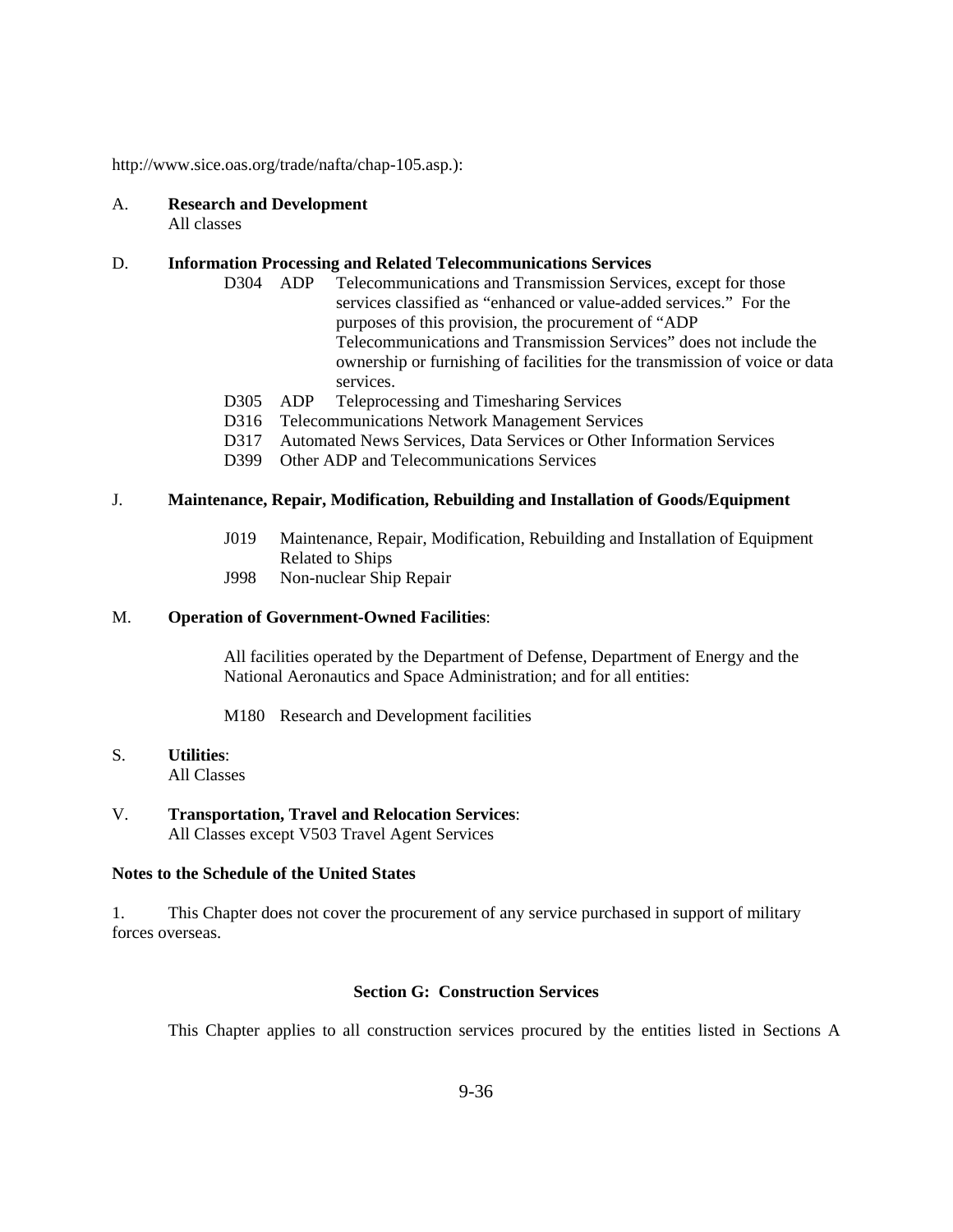http://www.sice.oas.org/trade/nafta/chap-105.asp.):

A. **Research and Development**
All classes

D. **Information Processing and Related Telecommunications Services**

- D304 ADP Telecommunications and Transmission Services, except for those services classified as "enhanced or value-added services." For the purposes of this provision, the procurement of "ADP Telecommunications and Transmission Services" does not include the ownership or furnishing of facilities for the transmission of voice or data services.
- D305 ADP Teleprocessing and Timesharing Services
- D316 Telecommunications Network Management Services
- D317 Automated News Services, Data Services or Other Information Services
- D399 Other ADP and Telecommunications Services

J. **Maintenance, Repair, Modification, Rebuilding and Installation of Goods/Equipment**

- J019 Maintenance, Repair, Modification, Rebuilding and Installation of Equipment Related to Ships
- J998 Non-nuclear Ship Repair

M. **Operation of Government-Owned Facilities**:

All facilities operated by the Department of Defense, Department of Energy and the National Aeronautics and Space Administration; and for all entities:

M180 Research and Development facilities

S. **Utilities**:
All Classes

V. **Transportation, Travel and Relocation Services**:
All Classes except V503 Travel Agent Services

**Notes to the Schedule of the United States**

1. This Chapter does not cover the procurement of any service purchased in support of military forces overseas.

### Section G: Construction Services

This Chapter applies to all construction services procured by the entities listed in Sections A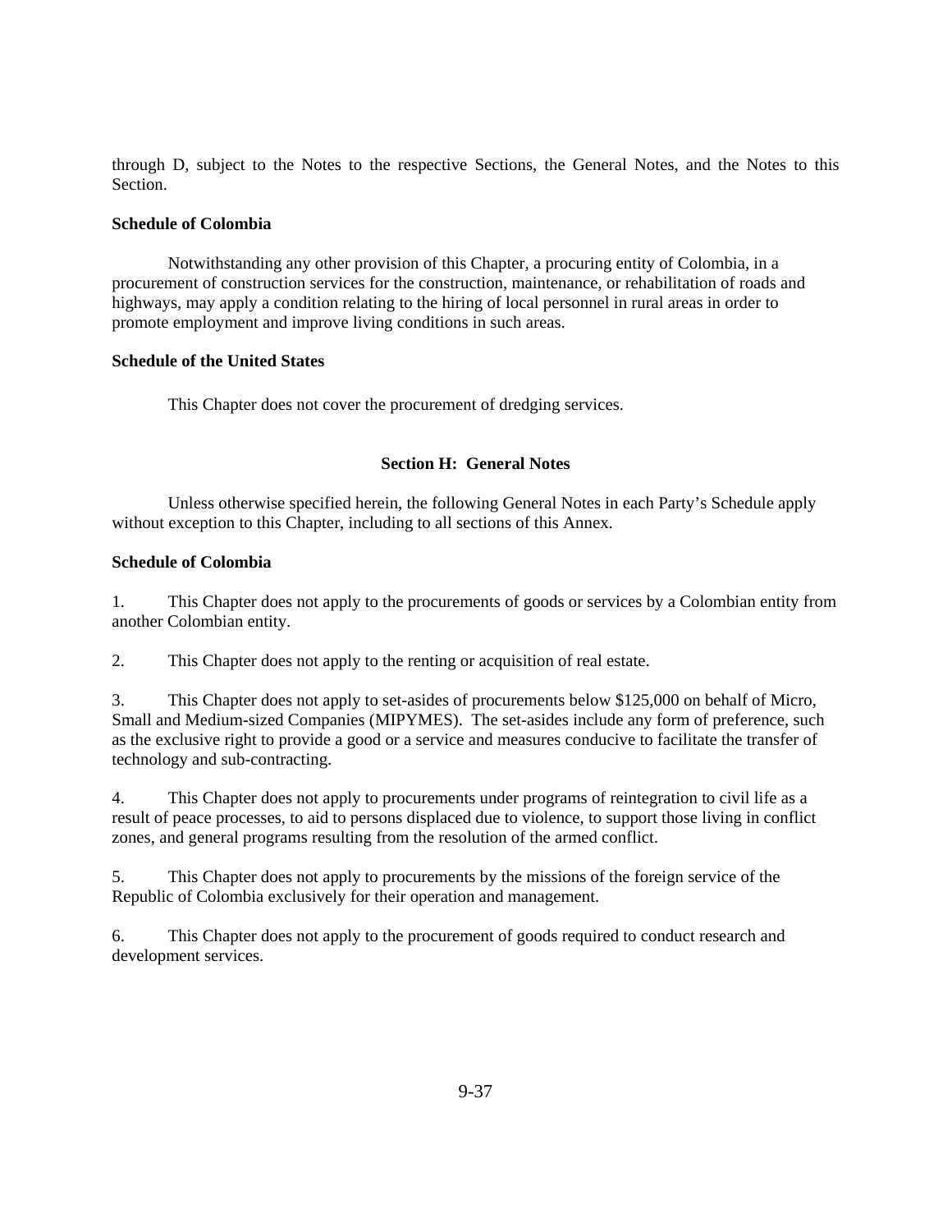through D, subject to the Notes to the respective Sections, the General Notes, and the Notes to this Section.

**Schedule of Colombia**

Notwithstanding any other provision of this Chapter, a procuring entity of Colombia, in a procurement of construction services for the construction, maintenance, or rehabilitation of roads and highways, may apply a condition relating to the hiring of local personnel in rural areas in order to promote employment and improve living conditions in such areas.

**Schedule of the United States**

This Chapter does not cover the procurement of dredging services.

## Section H: General Notes

Unless otherwise specified herein, the following General Notes in each Party's Schedule apply without exception to this Chapter, including to all sections of this Annex.

**Schedule of Colombia**

1. This Chapter does not apply to the procurements of goods or services by a Colombian entity from another Colombian entity.

2. This Chapter does not apply to the renting or acquisition of real estate.

3. This Chapter does not apply to set-asides of procurements below $125,000 on behalf of Micro, Small and Medium-sized Companies (MIPYMES). The set-asides include any form of preference, such as the exclusive right to provide a good or a service and measures conducive to facilitate the transfer of technology and sub-contracting.

4. This Chapter does not apply to procurements under programs of reintegration to civil life as a result of peace processes, to aid to persons displaced due to violence, to support those living in conflict zones, and general programs resulting from the resolution of the armed conflict.

5. This Chapter does not apply to procurements by the missions of the foreign service of the Republic of Colombia exclusively for their operation and management.

6. This Chapter does not apply to the procurement of goods required to conduct research and development services.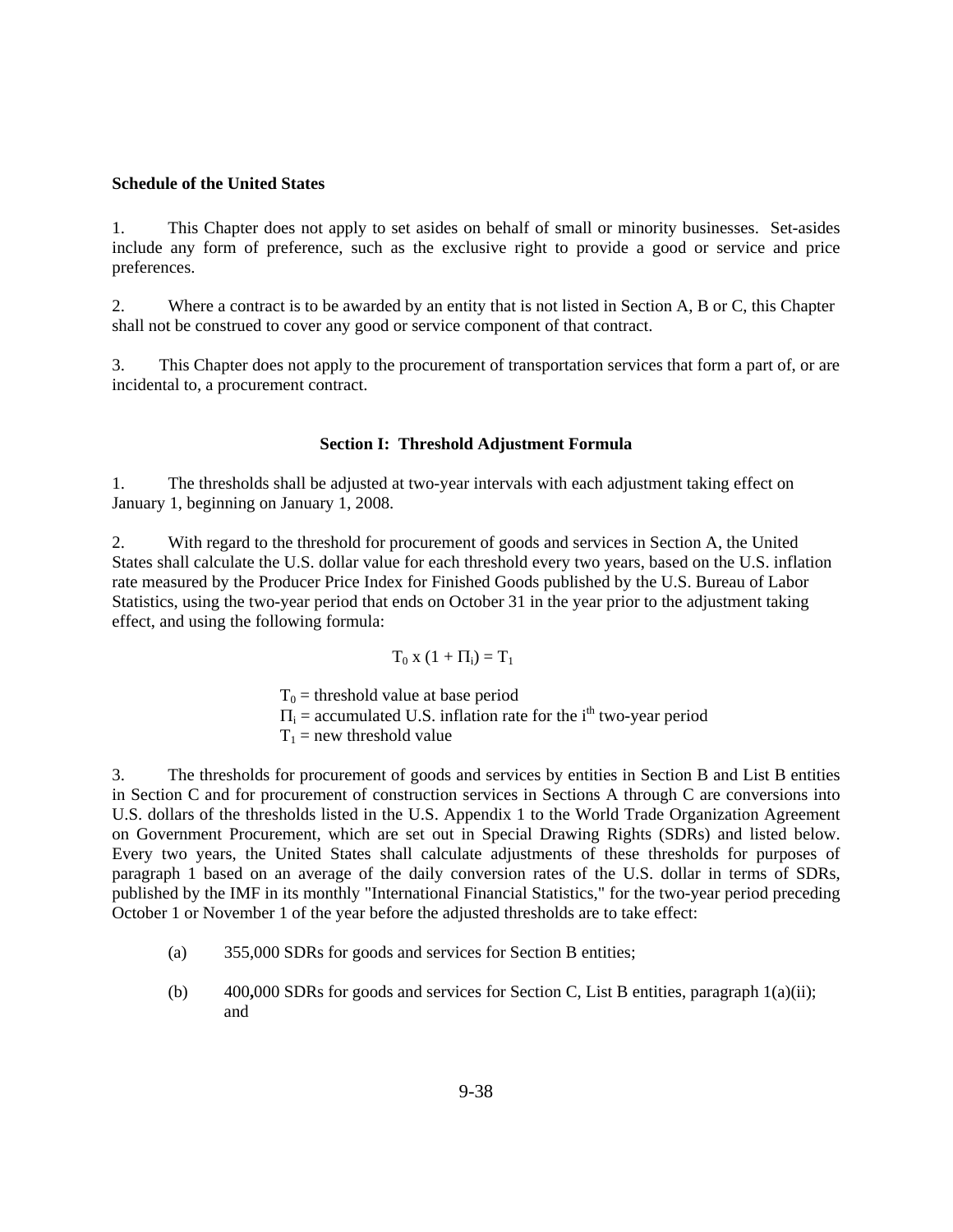**Schedule of the United States**

1. This Chapter does not apply to set asides on behalf of small or minority businesses. Set-asides include any form of preference, such as the exclusive right to provide a good or service and price preferences.

2. Where a contract is to be awarded by an entity that is not listed in Section A, B or C, this Chapter shall not be construed to cover any good or service component of that contract.

3. This Chapter does not apply to the procurement of transportation services that form a part of, or are incidental to, a procurement contract.

### Section I: Threshold Adjustment Formula

1. The thresholds shall be adjusted at two-year intervals with each adjustment taking effect on January 1, beginning on January 1, 2008.

2. With regard to the threshold for procurement of goods and services in Section A, the United States shall calculate the U.S. dollar value for each threshold every two years, based on the U.S. inflation rate measured by the Producer Price Index for Finished Goods published by the U.S. Bureau of Labor Statistics, using the two-year period that ends on October 31 in the year prior to the adjustment taking effect, and using the following formula:

$$T_0 \text{ x } (1 + \Pi_i) = T_1$$

$T_0$ = threshold value at base period
$\Pi_i$ = accumulated U.S. inflation rate for the $i^{th}$ two-year period
$T_1$ = new threshold value

3. The thresholds for procurement of goods and services by entities in Section B and List B entities in Section C and for procurement of construction services in Sections A through C are conversions into U.S. dollars of the thresholds listed in the U.S. Appendix 1 to the World Trade Organization Agreement on Government Procurement, which are set out in Special Drawing Rights (SDRs) and listed below. Every two years, the United States shall calculate adjustments of these thresholds for purposes of paragraph 1 based on an average of the daily conversion rates of the U.S. dollar in terms of SDRs, published by the IMF in its monthly "International Financial Statistics," for the two-year period preceding October 1 or November 1 of the year before the adjusted thresholds are to take effect:

(a) 355,000 SDRs for goods and services for Section B entities;

(b) 400,000 SDRs for goods and services for Section C, List B entities, paragraph 1(a)(ii); and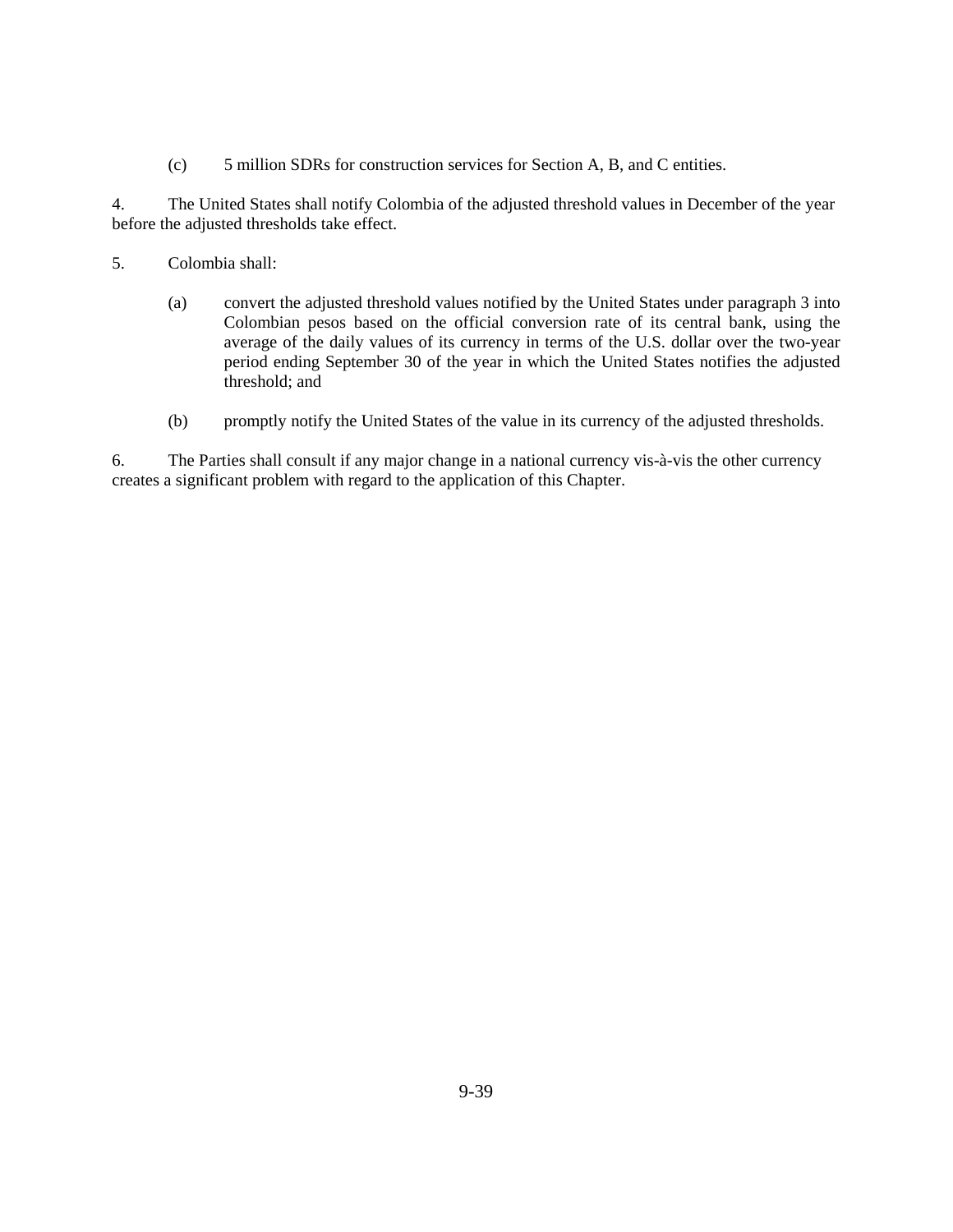(c) 5 million SDRs for construction services for Section A, B, and C entities.

4. The United States shall notify Colombia of the adjusted threshold values in December of the year before the adjusted thresholds take effect.

5. Colombia shall:

(a) convert the adjusted threshold values notified by the United States under paragraph 3 into Colombian pesos based on the official conversion rate of its central bank, using the average of the daily values of its currency in terms of the U.S. dollar over the two-year period ending September 30 of the year in which the United States notifies the adjusted threshold; and

(b) promptly notify the United States of the value in its currency of the adjusted thresholds.

6. The Parties shall consult if any major change in a national currency vis-à-vis the other currency creates a significant problem with regard to the application of this Chapter.